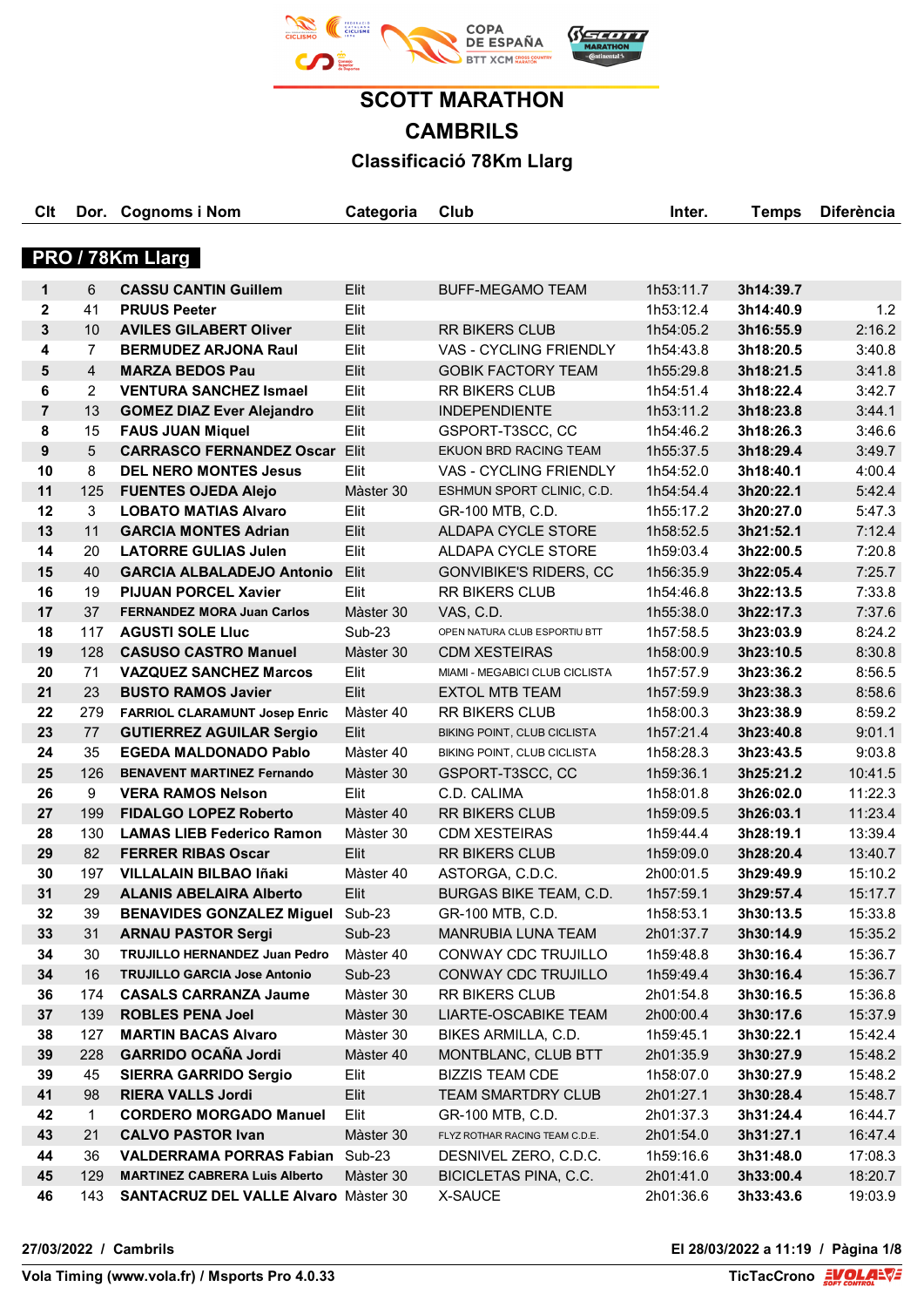# SCOTT MARATHON

# CAMBRILS

## Classificació 78Km Llarg

### PRO / 78Km Llarg

| Clt | Dor. | Cognoms i Nom | Categoria | Club | Inter. | Temps | Diferència |
|---|---|---|---|---|---|---|---|
| 1 | 6 | **CASSU CANTIN Guillem** | Elit | BUFF-MEGAMO TEAM | 1h53:11.7 | **3h14:39.7** | |
| 2 | 41 | **PRUUS Peeter** | Elit | | 1h53:12.4 | **3h14:40.9** | 1.2 |
| 3 | 10 | **AVILES GILABERT Oliver** | Elit | RR BIKERS CLUB | 1h54:05.2 | **3h16:55.9** | 2:16.2 |
| 4 | 7 | **BERMUDEZ ARJONA Raul** | Elit | VAS - CYCLING FRIENDLY | 1h54:43.8 | **3h18:20.5** | 3:40.8 |
| 5 | 4 | **MARZA BEDOS Pau** | Elit | GOBIK FACTORY TEAM | 1h55:29.8 | **3h18:21.5** | 3:41.8 |
| 6 | 2 | **VENTURA SANCHEZ Ismael** | Elit | RR BIKERS CLUB | 1h54:51.4 | **3h18:22.4** | 3:42.7 |
| 7 | 13 | **GOMEZ DIAZ Ever Alejandro** | Elit | INDEPENDIENTE | 1h53:11.2 | **3h18:23.8** | 3:44.1 |
| 8 | 15 | **FAUS JUAN Miquel** | Elit | GSPORT-T3SCC, CC | 1h54:46.2 | **3h18:26.3** | 3:46.6 |
| 9 | 5 | **CARRASCO FERNANDEZ Oscar** | Elit | EKUON BRD RACING TEAM | 1h55:37.5 | **3h18:29.4** | 3:49.7 |
| 10 | 8 | **DEL NERO MONTES Jesus** | Elit | VAS - CYCLING FRIENDLY | 1h54:52.0 | **3h18:40.1** | 4:00.4 |
| 11 | 125 | **FUENTES OJEDA Alejo** | Màster 30 | ESHMUN SPORT CLINIC, C.D. | 1h54:54.4 | **3h20:22.1** | 5:42.4 |
| 12 | 3 | **LOBATO MATIAS Alvaro** | Elit | GR-100 MTB, C.D. | 1h55:17.2 | **3h20:27.0** | 5:47.3 |
| 13 | 11 | **GARCIA MONTES Adrian** | Elit | ALDAPA CYCLE STORE | 1h58:52.5 | **3h21:52.1** | 7:12.4 |
| 14 | 20 | **LATORRE GULIAS Julen** | Elit | ALDAPA CYCLE STORE | 1h59:03.4 | **3h22:00.5** | 7:20.8 |
| 15 | 40 | **GARCIA ALBALADEJO Antonio** | Elit | GONVIBIKE'S RIDERS, CC | 1h56:35.9 | **3h22:05.4** | 7:25.7 |
| 16 | 19 | **PIJUAN PORCEL Xavier** | Elit | RR BIKERS CLUB | 1h54:46.8 | **3h22:13.5** | 7:33.8 |
| 17 | 37 | **FERNANDEZ MORA Juan Carlos** | Màster 30 | VAS, C.D. | 1h55:38.0 | **3h22:17.3** | 7:37.6 |
| 18 | 117 | **AGUSTI SOLE Lluc** | Sub-23 | OPEN NATURA CLUB ESPORTIU BTT | 1h57:58.5 | **3h23:03.9** | 8:24.2 |
| 19 | 128 | **CASUSO CASTRO Manuel** | Màster 30 | CDM XESTEIRAS | 1h58:00.9 | **3h23:10.5** | 8:30.8 |
| 20 | 71 | **VAZQUEZ SANCHEZ Marcos** | Elit | MIAMI - MEGABICI CLUB CICLISTA | 1h57:57.9 | **3h23:36.2** | 8:56.5 |
| 21 | 23 | **BUSTO RAMOS Javier** | Elit | EXTOL MTB TEAM | 1h57:59.9 | **3h23:38.3** | 8:58.6 |
| 22 | 279 | **FARRIOL CLARAMUNT Josep Enric** | Màster 40 | RR BIKERS CLUB | 1h58:00.3 | **3h23:38.9** | 8:59.2 |
| 23 | 77 | **GUTIERREZ AGUILAR Sergio** | Elit | BIKING POINT, CLUB CICLISTA | 1h57:21.4 | **3h23:40.8** | 9:01.1 |
| 24 | 35 | **EGEDA MALDONADO Pablo** | Màster 40 | BIKING POINT, CLUB CICLISTA | 1h58:28.3 | **3h23:43.5** | 9:03.8 |
| 25 | 126 | **BENAVENT MARTINEZ Fernando** | Màster 30 | GSPORT-T3SCC, CC | 1h59:36.1 | **3h25:21.2** | 10:41.5 |
| 26 | 9 | **VERA RAMOS Nelson** | Elit | C.D. CALIMA | 1h58:01.8 | **3h26:02.0** | 11:22.3 |
| 27 | 199 | **FIDALGO LOPEZ Roberto** | Màster 40 | RR BIKERS CLUB | 1h59:09.5 | **3h26:03.1** | 11:23.4 |
| 28 | 130 | **LAMAS LIEB Federico Ramon** | Màster 30 | CDM XESTEIRAS | 1h59:44.4 | **3h28:19.1** | 13:39.4 |
| 29 | 82 | **FERRER RIBAS Oscar** | Elit | RR BIKERS CLUB | 1h59:09.0 | **3h28:20.4** | 13:40.7 |
| 30 | 197 | **VILLALAIN BILBAO Iñaki** | Màster 40 | ASTORGA, C.D.C. | 2h00:01.5 | **3h29:49.9** | 15:10.2 |
| 31 | 29 | **ALANIS ABELAIRA Alberto** | Elit | BURGAS BIKE TEAM, C.D. | 1h57:59.1 | **3h29:57.4** | 15:17.7 |
| 32 | 39 | **BENAVIDES GONZALEZ Miguel** | Sub-23 | GR-100 MTB, C.D. | 1h58:53.1 | **3h30:13.5** | 15:33.8 |
| 33 | 31 | **ARNAU PASTOR Sergi** | Sub-23 | MANRUBIA LUNA TEAM | 2h01:37.7 | **3h30:14.9** | 15:35.2 |
| 34 | 30 | **TRUJILLO HERNANDEZ Juan Pedro** | Màster 40 | CONWAY CDC TRUJILLO | 1h59:48.8 | **3h30:16.4** | 15:36.7 |
| 34 | 16 | **TRUJILLO GARCIA Jose Antonio** | Sub-23 | CONWAY CDC TRUJILLO | 1h59:49.4 | **3h30:16.4** | 15:36.7 |
| 36 | 174 | **CASALS CARRANZA Jaume** | Màster 30 | RR BIKERS CLUB | 2h01:54.8 | **3h30:16.5** | 15:36.8 |
| 37 | 139 | **ROBLES PENA Joel** | Màster 30 | LIARTE-OSCABIKE TEAM | 2h00:00.4 | **3h30:17.6** | 15:37.9 |
| 38 | 127 | **MARTIN BACAS Alvaro** | Màster 30 | BIKES ARMILLA, C.D. | 1h59:45.1 | **3h30:22.1** | 15:42.4 |
| 39 | 228 | **GARRIDO OCAÑA Jordi** | Màster 40 | MONTBLANC, CLUB BTT | 2h01:35.9 | **3h30:27.9** | 15:48.2 |
| 39 | 45 | **SIERRA GARRIDO Sergio** | Elit | BIZZIS TEAM CDE | 1h58:07.0 | **3h30:27.9** | 15:48.2 |
| 41 | 98 | **RIERA VALLS Jordi** | Elit | TEAM SMARTDRY CLUB | 2h01:27.1 | **3h30:28.4** | 15:48.7 |
| 42 | 1 | **CORDERO MORGADO Manuel** | Elit | GR-100 MTB, C.D. | 2h01:37.3 | **3h31:24.4** | 16:44.7 |
| 43 | 21 | **CALVO PASTOR Ivan** | Màster 30 | FLYZ ROTHAR RACING TEAM C.D.E. | 2h01:54.0 | **3h31:27.1** | 16:47.4 |
| 44 | 36 | **VALDERRAMA PORRAS Fabian** | Sub-23 | DESNIVEL ZERO, C.D.C. | 1h59:16.6 | **3h31:48.0** | 17:08.3 |
| 45 | 129 | **MARTINEZ CABRERA Luis Alberto** | Màster 30 | BICICLETAS PINA, C.C. | 2h01:41.0 | **3h33:00.4** | 18:20.7 |
| 46 | 143 | **SANTACRUZ DEL VALLE Alvaro** | Màster 30 | X-SAUCE | 2h01:36.6 | **3h33:43.6** | 19:03.9 |

**27/03/2022 / Cambrils** — **El 28/03/2022 a 11:19**

**Vola Timing (www.vola.fr) / Msports Pro 4.0.33** — **TicTacCrono**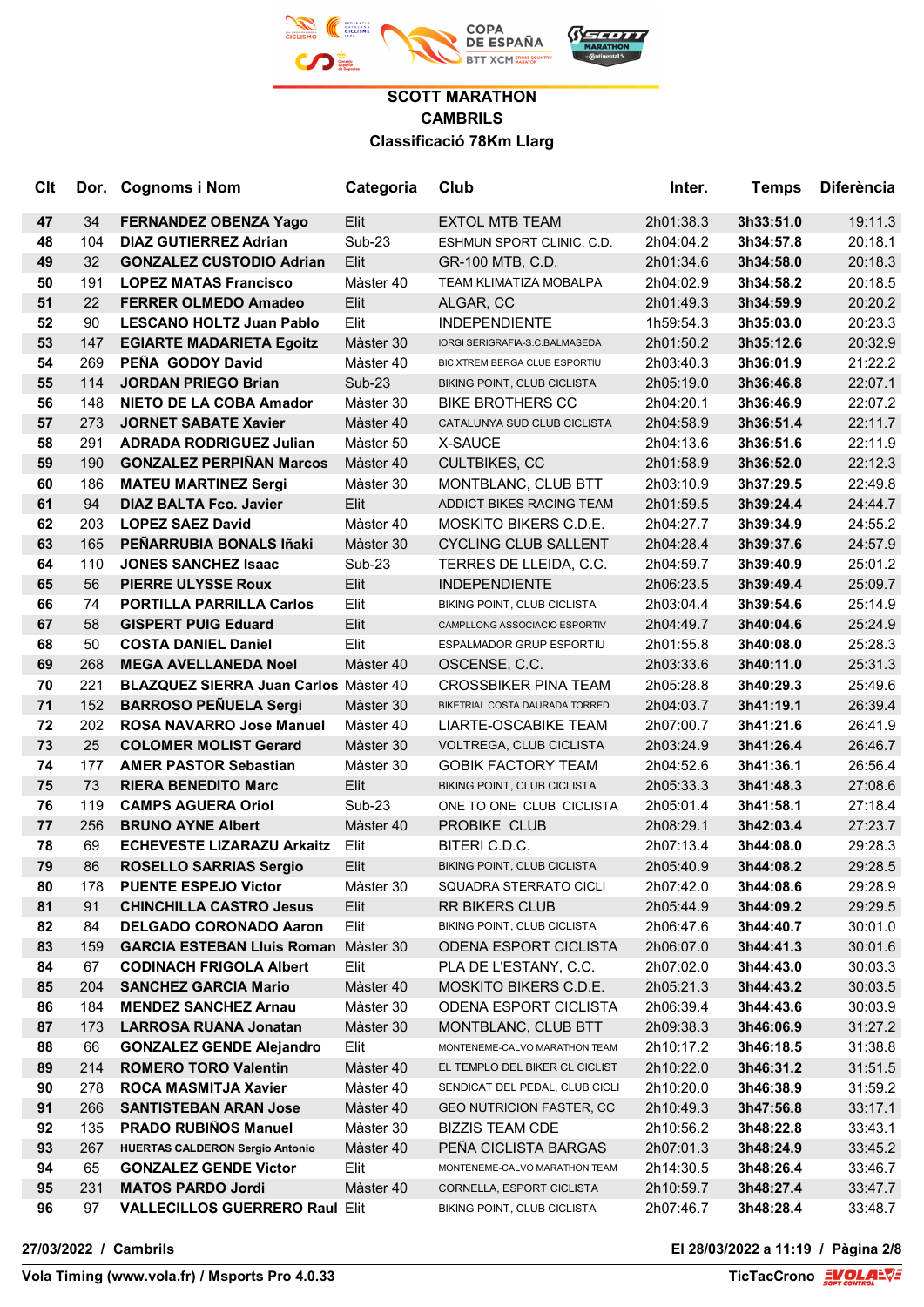### SCOTT MARATHON
### CAMBRILS
### Classificació 78Km Llarg

| Clt | Dor. | Cognoms i Nom | Categoria | Club | Inter. | Temps | Diferència |
|---|---|---|---|---|---|---|---|
| **47** | 34 | **FERNANDEZ OBENZA Yago** | Elit | EXTOL MTB TEAM | 2h01:38.3 | **3h33:51.0** | 19:11.3 |
| **48** | 104 | **DIAZ GUTIERREZ Adrian** | Sub-23 | ESHMUN SPORT CLINIC, C.D. | 2h04:04.2 | **3h34:57.8** | 20:18.1 |
| **49** | 32 | **GONZALEZ CUSTODIO Adrian** | Elit | GR-100 MTB, C.D. | 2h01:34.6 | **3h34:58.0** | 20:18.3 |
| **50** | 191 | **LOPEZ MATAS Francisco** | Màster 40 | TEAM KLIMATIZA MOBALPA | 2h04:02.9 | **3h34:58.2** | 20:18.5 |
| **51** | 22 | **FERRER OLMEDO Amadeo** | Elit | ALGAR, CC | 2h01:49.3 | **3h34:59.9** | 20:20.2 |
| **52** | 90 | **LESCANO HOLTZ Juan Pablo** | Elit | INDEPENDIENTE | 1h59:54.3 | **3h35:03.0** | 20:23.3 |
| **53** | 147 | **EGIARTE MADARIETA Egoitz** | Màster 30 | IORGI SERIGRAFIA-S.C.BALMASEDA | 2h01:50.2 | **3h35:12.6** | 20:32.9 |
| **54** | 269 | **PEÑA GODOY David** | Màster 40 | BICIXTREM BERGA CLUB ESPORTIU | 2h03:40.3 | **3h36:01.9** | 21:22.2 |
| **55** | 114 | **JORDAN PRIEGO Brian** | Sub-23 | BIKING POINT, CLUB CICLISTA | 2h05:19.0 | **3h36:46.8** | 22:07.1 |
| **56** | 148 | **NIETO DE LA COBA Amador** | Màster 30 | BIKE BROTHERS CC | 2h04:20.1 | **3h36:46.9** | 22:07.2 |
| **57** | 273 | **JORNET SABATE Xavier** | Màster 40 | CATALUNYA SUD CLUB CICLISTA | 2h04:58.9 | **3h36:51.4** | 22:11.7 |
| **58** | 291 | **ADRADA RODRIGUEZ Julian** | Màster 50 | X-SAUCE | 2h04:13.6 | **3h36:51.6** | 22:11.9 |
| **59** | 190 | **GONZALEZ PERPIÑAN Marcos** | Màster 40 | CULTBIKES, CC | 2h01:58.9 | **3h36:52.0** | 22:12.3 |
| **60** | 186 | **MATEU MARTINEZ Sergi** | Màster 30 | MONTBLANC, CLUB BTT | 2h03:10.9 | **3h37:29.5** | 22:49.8 |
| **61** | 94 | **DIAZ BALTA Fco. Javier** | Elit | ADDICT BIKES RACING TEAM | 2h01:59.5 | **3h39:24.4** | 24:44.7 |
| **62** | 203 | **LOPEZ SAEZ David** | Màster 40 | MOSKITO BIKERS C.D.E. | 2h04:27.7 | **3h39:34.9** | 24:55.2 |
| **63** | 165 | **PEÑARRUBIA BONALS Iñaki** | Màster 30 | CYCLING CLUB SALLENT | 2h04:28.4 | **3h39:37.6** | 24:57.9 |
| **64** | 110 | **JONES SANCHEZ Isaac** | Sub-23 | TERRES DE LLEIDA, C.C. | 2h04:59.7 | **3h39:40.9** | 25:01.2 |
| **65** | 56 | **PIERRE ULYSSE Roux** | Elit | INDEPENDIENTE | 2h06:23.5 | **3h39:49.4** | 25:09.7 |
| **66** | 74 | **PORTILLA PARRILLA Carlos** | Elit | BIKING POINT, CLUB CICLISTA | 2h03:04.4 | **3h39:54.6** | 25:14.9 |
| **67** | 58 | **GISPERT PUIG Eduard** | Elit | CAMPLLONG ASSOCIACIO ESPORTIV | 2h04:49.7 | **3h40:04.6** | 25:24.9 |
| **68** | 50 | **COSTA DANIEL Daniel** | Elit | ESPALMADOR GRUP ESPORTIU | 2h01:55.8 | **3h40:08.0** | 25:28.3 |
| **69** | 268 | **MEGA AVELLANEDA Noel** | Màster 40 | OSCENSE, C.C. | 2h03:33.6 | **3h40:11.0** | 25:31.3 |
| **70** | 221 | **BLAZQUEZ SIERRA Juan Carlos** | Màster 40 | CROSSBIKER PINA TEAM | 2h05:28.8 | **3h40:29.3** | 25:49.6 |
| **71** | 152 | **BARROSO PEÑUELA Sergi** | Màster 30 | BIKETRIAL COSTA DAURADA TORRED | 2h04:03.7 | **3h41:19.1** | 26:39.4 |
| **72** | 202 | **ROSA NAVARRO Jose Manuel** | Màster 40 | LIARTE-OSCABIKE TEAM | 2h07:00.7 | **3h41:21.6** | 26:41.9 |
| **73** | 25 | **COLOMER MOLIST Gerard** | Màster 30 | VOLTREGA, CLUB CICLISTA | 2h03:24.9 | **3h41:26.4** | 26:46.7 |
| **74** | 177 | **AMER PASTOR Sebastian** | Màster 30 | GOBIK FACTORY TEAM | 2h04:52.6 | **3h41:36.1** | 26:56.4 |
| **75** | 73 | **RIERA BENEDITO Marc** | Elit | BIKING POINT, CLUB CICLISTA | 2h05:33.3 | **3h41:48.3** | 27:08.6 |
| **76** | 119 | **CAMPS AGUERA Oriol** | Sub-23 | ONE TO ONE CLUB CICLISTA | 2h05:01.4 | **3h41:58.1** | 27:18.4 |
| **77** | 256 | **BRUNO AYNE Albert** | Màster 40 | PROBIKE CLUB | 2h08:29.1 | **3h42:03.4** | 27:23.7 |
| **78** | 69 | **ECHEVESTE LIZARAZU Arkaitz** | Elit | BITERI C.D.C. | 2h07:13.4 | **3h44:08.0** | 29:28.3 |
| **79** | 86 | **ROSELLO SARRIAS Sergio** | Elit | BIKING POINT, CLUB CICLISTA | 2h05:40.9 | **3h44:08.2** | 29:28.5 |
| **80** | 178 | **PUENTE ESPEJO Victor** | Màster 30 | SQUADRA STERRATO CICLI | 2h07:42.0 | **3h44:08.6** | 29:28.9 |
| **81** | 91 | **CHINCHILLA CASTRO Jesus** | Elit | RR BIKERS CLUB | 2h05:44.9 | **3h44:09.2** | 29:29.5 |
| **82** | 84 | **DELGADO CORONADO Aaron** | Elit | BIKING POINT, CLUB CICLISTA | 2h06:47.6 | **3h44:40.7** | 30:01.0 |
| **83** | 159 | **GARCIA ESTEBAN Lluis Roman** | Màster 30 | ODENA ESPORT CICLISTA | 2h06:07.0 | **3h44:41.3** | 30:01.6 |
| **84** | 67 | **CODINACH FRIGOLA Albert** | Elit | PLA DE L'ESTANY, C.C. | 2h07:02.0 | **3h44:43.0** | 30:03.3 |
| **85** | 204 | **SANCHEZ GARCIA Mario** | Màster 40 | MOSKITO BIKERS C.D.E. | 2h05:21.3 | **3h44:43.2** | 30:03.5 |
| **86** | 184 | **MENDEZ SANCHEZ Arnau** | Màster 30 | ODENA ESPORT CICLISTA | 2h06:39.4 | **3h44:43.6** | 30:03.9 |
| **87** | 173 | **LARROSA RUANA Jonatan** | Màster 30 | MONTBLANC, CLUB BTT | 2h09:38.3 | **3h46:06.9** | 31:27.2 |
| **88** | 66 | **GONZALEZ GENDE Alejandro** | Elit | MONTENEME-CALVO MARATHON TEAM | 2h10:17.2 | **3h46:18.5** | 31:38.8 |
| **89** | 214 | **ROMERO TORO Valentin** | Màster 40 | EL TEMPLO DEL BIKER CL CICLIST | 2h10:22.0 | **3h46:31.2** | 31:51.5 |
| **90** | 278 | **ROCA MASMITJA Xavier** | Màster 40 | SENDICAT DEL PEDAL, CLUB CICLI | 2h10:20.0 | **3h46:38.9** | 31:59.2 |
| **91** | 266 | **SANTISTEBAN ARAN Jose** | Màster 40 | GEO NUTRICION FASTER, CC | 2h10:49.3 | **3h47:56.8** | 33:17.1 |
| **92** | 135 | **PRADO RUBIÑOS Manuel** | Màster 30 | BIZZIS TEAM CDE | 2h10:56.2 | **3h48:22.8** | 33:43.1 |
| **93** | 267 | **HUERTAS CALDERON Sergio Antonio** | Màster 40 | PEÑA CICLISTA BARGAS | 2h07:01.3 | **3h48:24.9** | 33:45.2 |
| **94** | 65 | **GONZALEZ GENDE Victor** | Elit | MONTENEME-CALVO MARATHON TEAM | 2h14:30.5 | **3h48:26.4** | 33:46.7 |
| **95** | 231 | **MATOS PARDO Jordi** | Màster 40 | CORNELLA, ESPORT CICLISTA | 2h10:59.7 | **3h48:27.4** | 33:47.7 |
| **96** | 97 | **VALLECILLOS GUERRERO Raul** | Elit | BIKING POINT, CLUB CICLISTA | 2h07:46.7 | **3h48:28.4** | 33:48.7 |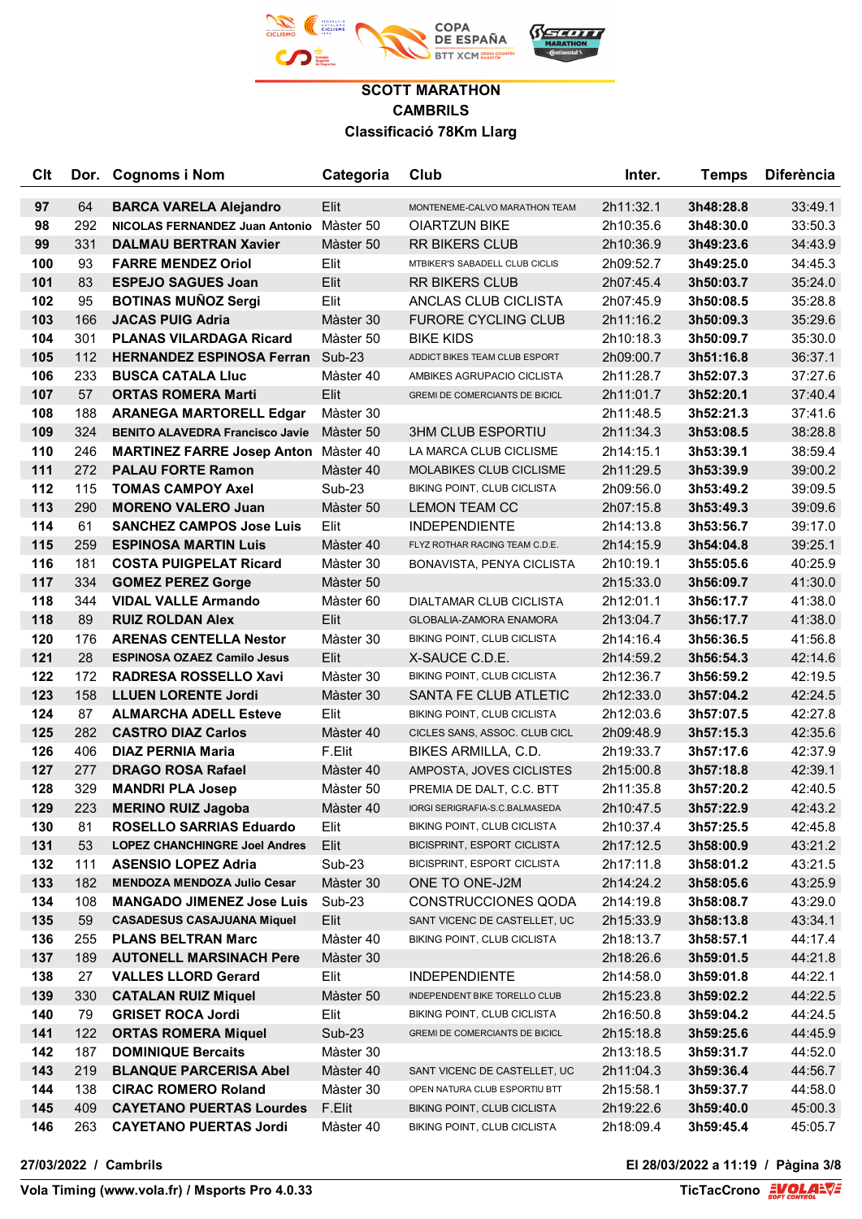**SCOTT MARATHON**
**CAMBRILS**
**Classificació 78Km Llarg**

| Clt | Dor. | Cognoms i Nom | Categoria | Club | Inter. | Temps | Diferència |
|---|---|---|---|---|---|---|---|
| 97 | 64 | **BARCA VARELA Alejandro** | Elit | MONTENEME-CALVO MARATHON TEAM | 2h11:32.1 | 3h48:28.8 | 33:49.1 |
| 98 | 292 | **NICOLAS FERNANDEZ Juan Antonio** | Màster 50 | OIARTZUN BIKE | 2h10:35.6 | 3h48:30.0 | 33:50.3 |
| 99 | 331 | **DALMAU BERTRAN Xavier** | Màster 50 | RR BIKERS CLUB | 2h10:36.9 | 3h49:23.6 | 34:43.9 |
| 100 | 93 | **FARRE MENDEZ Oriol** | Elit | MTBIKER'S SABADELL CLUB CICLIS | 2h09:52.7 | 3h49:25.0 | 34:45.3 |
| 101 | 83 | **ESPEJO SAGUES Joan** | Elit | RR BIKERS CLUB | 2h07:45.4 | 3h50:03.7 | 35:24.0 |
| 102 | 95 | **BOTINAS MUÑOZ Sergi** | Elit | ANCLAS CLUB CICLISTA | 2h07:45.9 | 3h50:08.5 | 35:28.8 |
| 103 | 166 | **JACAS PUIG Adria** | Màster 30 | FURORE CYCLING CLUB | 2h11:16.2 | 3h50:09.3 | 35:29.6 |
| 104 | 301 | **PLANAS VILARDAGA Ricard** | Màster 50 | BIKE KIDS | 2h10:18.3 | 3h50:09.7 | 35:30.0 |
| 105 | 112 | **HERNANDEZ ESPINOSA Ferran** | Sub-23 | ADDICT BIKES TEAM CLUB ESPORT | 2h09:00.7 | 3h51:16.8 | 36:37.1 |
| 106 | 233 | **BUSCA CATALA Lluc** | Màster 40 | AMBIKES AGRUPACIO CICLISTA | 2h11:28.7 | 3h52:07.3 | 37:27.6 |
| 107 | 57 | **ORTAS ROMERA Marti** | Elit | GREMI DE COMERCIANTS DE BICICL | 2h11:01.7 | 3h52:20.1 | 37:40.4 |
| 108 | 188 | **ARANEGA MARTORELL Edgar** | Màster 30 |  | 2h11:48.5 | 3h52:21.3 | 37:41.6 |
| 109 | 324 | **BENITO ALAVEDRA Francisco Javie** | Màster 50 | 3HM CLUB ESPORTIU | 2h11:34.3 | 3h53:08.5 | 38:28.8 |
| 110 | 246 | **MARTINEZ FARRE Josep Anton** | Màster 40 | LA MARCA CLUB CICLISME | 2h14:15.1 | 3h53:39.1 | 38:59.4 |
| 111 | 272 | **PALAU FORTE Ramon** | Màster 40 | MOLABIKES CLUB CICLISME | 2h11:29.5 | 3h53:39.9 | 39:00.2 |
| 112 | 115 | **TOMAS CAMPOY Axel** | Sub-23 | BIKING POINT, CLUB CICLISTA | 2h09:56.0 | 3h53:49.2 | 39:09.5 |
| 113 | 290 | **MORENO VALERO Juan** | Màster 50 | LEMON TEAM CC | 2h07:15.8 | 3h53:49.3 | 39:09.6 |
| 114 | 61 | **SANCHEZ CAMPOS Jose Luis** | Elit | INDEPENDIENTE | 2h14:13.8 | 3h53:56.7 | 39:17.0 |
| 115 | 259 | **ESPINOSA MARTIN Luis** | Màster 40 | FLYZ ROTHAR RACING TEAM C.D.E. | 2h14:15.9 | 3h54:04.8 | 39:25.1 |
| 116 | 181 | **COSTA PUIGPELAT Ricard** | Màster 30 | BONAVISTA, PENYA CICLISTA | 2h10:19.1 | 3h55:05.6 | 40:25.9 |
| 117 | 334 | **GOMEZ PEREZ Gorge** | Màster 50 |  | 2h15:33.0 | 3h56:09.7 | 41:30.0 |
| 118 | 344 | **VIDAL VALLE Armando** | Màster 60 | DIALTAMAR CLUB CICLISTA | 2h12:01.1 | 3h56:17.7 | 41:38.0 |
| 118 | 89 | **RUIZ ROLDAN Alex** | Elit | GLOBALIA-ZAMORA ENAMORA | 2h13:04.7 | 3h56:17.7 | 41:38.0 |
| 120 | 176 | **ARENAS CENTELLA Nestor** | Màster 30 | BIKING POINT, CLUB CICLISTA | 2h14:16.4 | 3h56:36.5 | 41:56.8 |
| 121 | 28 | **ESPINOSA OZAEZ Camilo Jesus** | Elit | X-SAUCE C.D.E. | 2h14:59.2 | 3h56:54.3 | 42:14.6 |
| 122 | 172 | **RADRESA ROSSELLO Xavi** | Màster 30 | BIKING POINT, CLUB CICLISTA | 2h12:36.7 | 3h56:59.2 | 42:19.5 |
| 123 | 158 | **LLUEN LORENTE Jordi** | Màster 30 | SANTA FE CLUB ATLETIC | 2h12:33.0 | 3h57:04.2 | 42:24.5 |
| 124 | 87 | **ALMARCHA ADELL Esteve** | Elit | BIKING POINT, CLUB CICLISTA | 2h12:03.6 | 3h57:07.5 | 42:27.8 |
| 125 | 282 | **CASTRO DIAZ Carlos** | Màster 40 | CICLES SANS, ASSOC. CLUB CICL | 2h09:48.9 | 3h57:15.3 | 42:35.6 |
| 126 | 406 | **DIAZ PERNIA Maria** | F.Elit | BIKES ARMILLA, C.D. | 2h19:33.7 | 3h57:17.6 | 42:37.9 |
| 127 | 277 | **DRAGO ROSA Rafael** | Màster 40 | AMPOSTA, JOVES CICLISTES | 2h15:00.8 | 3h57:18.8 | 42:39.1 |
| 128 | 329 | **MANDRI PLA Josep** | Màster 50 | PREMIA DE DALT, C.C. BTT | 2h11:35.8 | 3h57:20.2 | 42:40.5 |
| 129 | 223 | **MERINO RUIZ Jagoba** | Màster 40 | IORGI SERIGRAFIA-S.C.BALMASEDA | 2h10:47.5 | 3h57:22.9 | 42:43.2 |
| 130 | 81 | **ROSELLO SARRIAS Eduardo** | Elit | BIKING POINT, CLUB CICLISTA | 2h10:37.4 | 3h57:25.5 | 42:45.8 |
| 131 | 53 | **LOPEZ CHANCHINGRE Joel Andres** | Elit | BICISPRINT, ESPORT CICLISTA | 2h17:12.5 | 3h58:00.9 | 43:21.2 |
| 132 | 111 | **ASENSIO LOPEZ Adria** | Sub-23 | BICISPRINT, ESPORT CICLISTA | 2h17:11.8 | 3h58:01.2 | 43:21.5 |
| 133 | 182 | **MENDOZA MENDOZA Julio Cesar** | Màster 30 | ONE TO ONE-J2M | 2h14:24.2 | 3h58:05.6 | 43:25.9 |
| 134 | 108 | **MANGADO JIMENEZ Jose Luis** | Sub-23 | CONSTRUCCIONES QODA | 2h14:19.8 | 3h58:08.7 | 43:29.0 |
| 135 | 59 | **CASADESUS CASAJUANA Miquel** | Elit | SANT VICENC DE CASTELLET, UC | 2h15:33.9 | 3h58:13.8 | 43:34.1 |
| 136 | 255 | **PLANS BELTRAN Marc** | Màster 40 | BIKING POINT, CLUB CICLISTA | 2h18:13.7 | 3h58:57.1 | 44:17.4 |
| 137 | 189 | **AUTONELL MARSINACH Pere** | Màster 30 |  | 2h18:26.6 | 3h59:01.5 | 44:21.8 |
| 138 | 27 | **VALLES LLORD Gerard** | Elit | INDEPENDIENTE | 2h14:58.0 | 3h59:01.8 | 44:22.1 |
| 139 | 330 | **CATALAN RUIZ Miquel** | Màster 50 | INDEPENDENT BIKE TORELLO CLUB | 2h15:23.8 | 3h59:02.2 | 44:22.5 |
| 140 | 79 | **GRISET ROCA Jordi** | Elit | BIKING POINT, CLUB CICLISTA | 2h16:50.8 | 3h59:04.2 | 44:24.5 |
| 141 | 122 | **ORTAS ROMERA Miquel** | Sub-23 | GREMI DE COMERCIANTS DE BICICL | 2h15:18.8 | 3h59:25.6 | 44:45.9 |
| 142 | 187 | **DOMINIQUE Bercaits** | Màster 30 |  | 2h13:18.5 | 3h59:31.7 | 44:52.0 |
| 143 | 219 | **BLANQUE PARCERISA Abel** | Màster 40 | SANT VICENC DE CASTELLET, UC | 2h11:04.3 | 3h59:36.4 | 44:56.7 |
| 144 | 138 | **CIRAC ROMERO Roland** | Màster 30 | OPEN NATURA CLUB ESPORTIU BTT | 2h15:58.1 | 3h59:37.7 | 44:58.0 |
| 145 | 409 | **CAYETANO PUERTAS Lourdes** | F.Elit | BIKING POINT, CLUB CICLISTA | 2h19:22.6 | 3h59:40.0 | 45:00.3 |
| 146 | 263 | **CAYETANO PUERTAS Jordi** | Màster 40 | BIKING POINT, CLUB CICLISTA | 2h18:09.4 | 3h59:45.4 | 45:05.7 |

27/03/2022 / Cambrils

El 28/03/2022 a 11:19 / Pàgina 3/8

Vola Timing (www.vola.fr) / Msports Pro 4.0.33

TicTacCrono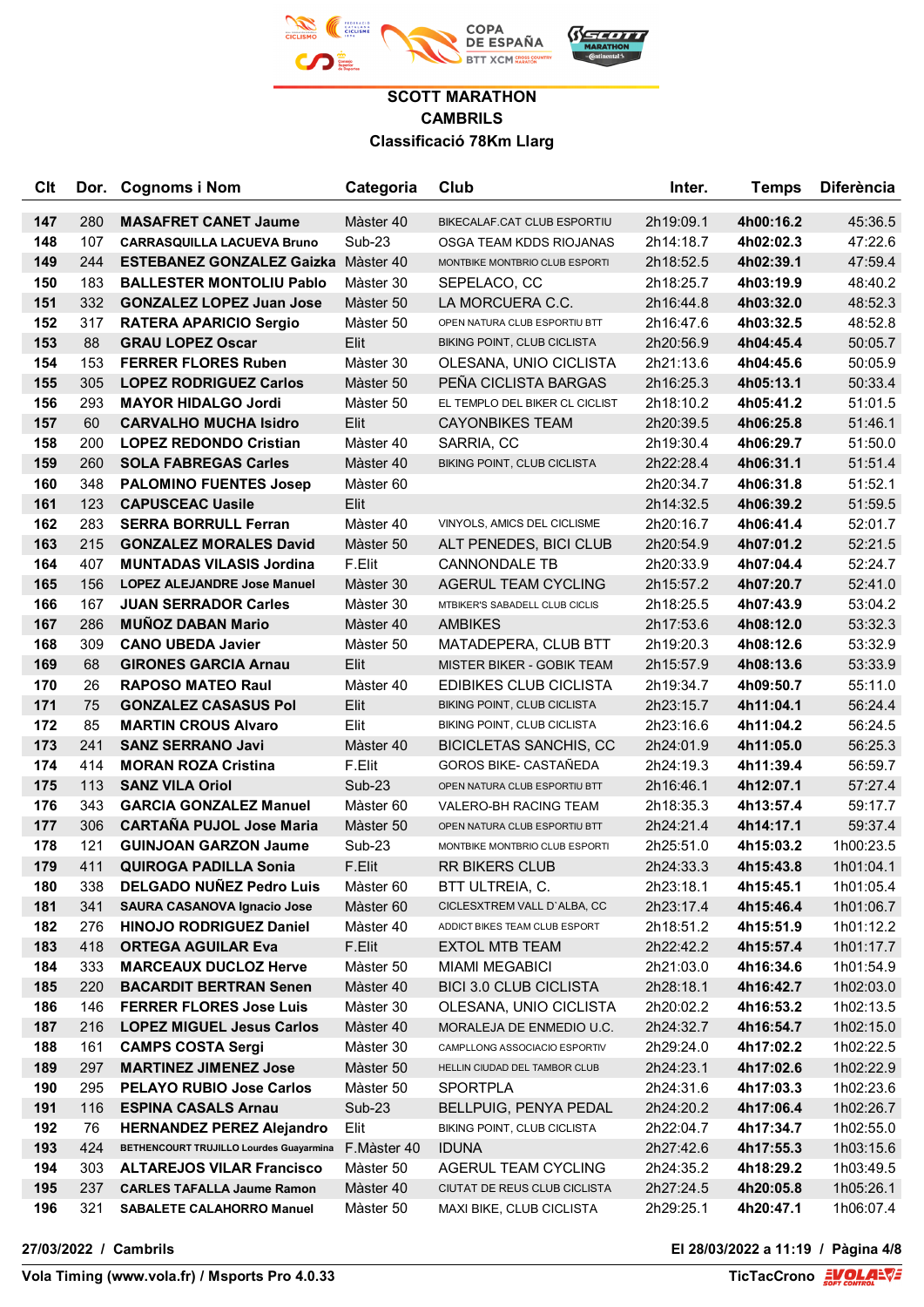**SCOTT MARATHON**

**CAMBRILS**

**Classificació 78Km Llarg**

| Clt | Dor. | Cognoms i Nom | Categoria | Club | Inter. | Temps | Diferència |
|---|---|---|---|---|---|---|---|
| 147 | 280 | **MASAFRET CANET Jaume** | Màster 40 | BIKECALAF.CAT CLUB ESPORTIU | 2h19:09.1 | **4h00:16.2** | 45:36.5 |
| 148 | 107 | **CARRASQUILLA LACUEVA Bruno** | Sub-23 | OSGA TEAM KDDS RIOJANAS | 2h14:18.7 | **4h02:02.3** | 47:22.6 |
| 149 | 244 | **ESTEBANEZ GONZALEZ Gaizka** | Màster 40 | MONTBIKE MONTBRIO CLUB ESPORTI | 2h18:52.5 | **4h02:39.1** | 47:59.4 |
| 150 | 183 | **BALLESTER MONTOLIU Pablo** | Màster 30 | SEPELACO, CC | 2h18:25.7 | **4h03:19.9** | 48:40.2 |
| 151 | 332 | **GONZALEZ LOPEZ Juan Jose** | Màster 50 | LA MORCUERA C.C. | 2h16:44.8 | **4h03:32.0** | 48:52.3 |
| 152 | 317 | **RATERA APARICIO Sergio** | Màster 50 | OPEN NATURA CLUB ESPORTIU BTT | 2h16:47.6 | **4h03:32.5** | 48:52.8 |
| 153 | 88 | **GRAU LOPEZ Oscar** | Elit | BIKING POINT, CLUB CICLISTA | 2h20:56.9 | **4h04:45.4** | 50:05.7 |
| 154 | 153 | **FERRER FLORES Ruben** | Màster 30 | OLESANA, UNIO CICLISTA | 2h21:13.6 | **4h04:45.6** | 50:05.9 |
| 155 | 305 | **LOPEZ RODRIGUEZ Carlos** | Màster 50 | PEÑA CICLISTA BARGAS | 2h16:25.3 | **4h05:13.1** | 50:33.4 |
| 156 | 293 | **MAYOR HIDALGO Jordi** | Màster 50 | EL TEMPLO DEL BIKER CL CICLIST | 2h18:10.2 | **4h05:41.2** | 51:01.5 |
| 157 | 60 | **CARVALHO MUCHA Isidro** | Elit | CAYONBIKES TEAM | 2h20:39.5 | **4h06:25.8** | 51:46.1 |
| 158 | 200 | **LOPEZ REDONDO Cristian** | Màster 40 | SARRIA, CC | 2h19:30.4 | **4h06:29.7** | 51:50.0 |
| 159 | 260 | **SOLA FABREGAS Carles** | Màster 40 | BIKING POINT, CLUB CICLISTA | 2h22:28.4 | **4h06:31.1** | 51:51.4 |
| 160 | 348 | **PALOMINO FUENTES Josep** | Màster 60 | | 2h20:34.7 | **4h06:31.8** | 51:52.1 |
| 161 | 123 | **CAPUSCEAC Uasile** | Elit | | 2h14:32.5 | **4h06:39.2** | 51:59.5 |
| 162 | 283 | **SERRA BORRULL Ferran** | Màster 40 | VINYOLS, AMICS DEL CICLISME | 2h20:16.7 | **4h06:41.4** | 52:01.7 |
| 163 | 215 | **GONZALEZ MORALES David** | Màster 50 | ALT PENEDES, BICI CLUB | 2h20:54.9 | **4h07:01.2** | 52:21.5 |
| 164 | 407 | **MUNTADAS VILASIS Jordina** | F.Elit | CANNONDALE TB | 2h20:33.9 | **4h07:04.4** | 52:24.7 |
| 165 | 156 | **LOPEZ ALEJANDRE Jose Manuel** | Màster 30 | AGERUL TEAM CYCLING | 2h15:57.2 | **4h07:20.7** | 52:41.0 |
| 166 | 167 | **JUAN SERRADOR Carles** | Màster 30 | MTBIKER'S SABADELL CLUB CICLIS | 2h18:25.5 | **4h07:43.9** | 53:04.2 |
| 167 | 286 | **MUÑOZ DABAN Mario** | Màster 40 | AMBIKES | 2h17:53.6 | **4h08:12.0** | 53:32.3 |
| 168 | 309 | **CANO UBEDA Javier** | Màster 50 | MATADEPERA, CLUB BTT | 2h19:20.3 | **4h08:12.6** | 53:32.9 |
| 169 | 68 | **GIRONES GARCIA Arnau** | Elit | MISTER BIKER - GOBIK TEAM | 2h15:57.9 | **4h08:13.6** | 53:33.9 |
| 170 | 26 | **RAPOSO MATEO Raul** | Màster 40 | EDIBIKES CLUB CICLISTA | 2h19:34.7 | **4h09:50.7** | 55:11.0 |
| 171 | 75 | **GONZALEZ CASASUS Pol** | Elit | BIKING POINT, CLUB CICLISTA | 2h23:15.7 | **4h11:04.1** | 56:24.4 |
| 172 | 85 | **MARTIN CROUS Alvaro** | Elit | BIKING POINT, CLUB CICLISTA | 2h23:16.6 | **4h11:04.2** | 56:24.5 |
| 173 | 241 | **SANZ SERRANO Javi** | Màster 40 | BICICLETAS SANCHIS, CC | 2h24:01.9 | **4h11:05.0** | 56:25.3 |
| 174 | 414 | **MORAN ROZA Cristina** | F.Elit | GOROS BIKE- CASTAÑEDA | 2h24:19.3 | **4h11:39.4** | 56:59.7 |
| 175 | 113 | **SANZ VILA Oriol** | Sub-23 | OPEN NATURA CLUB ESPORTIU BTT | 2h16:46.1 | **4h12:07.1** | 57:27.4 |
| 176 | 343 | **GARCIA GONZALEZ Manuel** | Màster 60 | VALERO-BH RACING TEAM | 2h18:35.3 | **4h13:57.4** | 59:17.7 |
| 177 | 306 | **CARTAÑA PUJOL Jose Maria** | Màster 50 | OPEN NATURA CLUB ESPORTIU BTT | 2h24:21.4 | **4h14:17.1** | 59:37.4 |
| 178 | 121 | **GUINJOAN GARZON Jaume** | Sub-23 | MONTBIKE MONTBRIO CLUB ESPORTI | 2h25:51.0 | **4h15:03.2** | 1h00:23.5 |
| 179 | 411 | **QUIROGA PADILLA Sonia** | F.Elit | RR BIKERS CLUB | 2h24:33.3 | **4h15:43.8** | 1h01:04.1 |
| 180 | 338 | **DELGADO NUÑEZ Pedro Luis** | Màster 60 | BTT ULTREIA, C. | 2h23:18.1 | **4h15:45.1** | 1h01:05.4 |
| 181 | 341 | **SAURA CASANOVA Ignacio Jose** | Màster 60 | CICLESXTREM VALL D`ALBA, CC | 2h23:17.4 | **4h15:46.4** | 1h01:06.7 |
| 182 | 276 | **HINOJO RODRIGUEZ Daniel** | Màster 40 | ADDICT BIKES TEAM CLUB ESPORT | 2h18:51.2 | **4h15:51.9** | 1h01:12.2 |
| 183 | 418 | **ORTEGA AGUILAR Eva** | F.Elit | EXTOL MTB TEAM | 2h22:42.2 | **4h15:57.4** | 1h01:17.7 |
| 184 | 333 | **MARCEAUX DUCLOZ Herve** | Màster 50 | MIAMI MEGABICI | 2h21:03.0 | **4h16:34.6** | 1h01:54.9 |
| 185 | 220 | **BACARDIT BERTRAN Senen** | Màster 40 | BICI 3.0 CLUB CICLISTA | 2h28:18.1 | **4h16:42.7** | 1h02:03.0 |
| 186 | 146 | **FERRER FLORES Jose Luis** | Màster 30 | OLESANA, UNIO CICLISTA | 2h20:02.2 | **4h16:53.2** | 1h02:13.5 |
| 187 | 216 | **LOPEZ MIGUEL Jesus Carlos** | Màster 40 | MORALEJA DE ENMEDIO U.C. | 2h24:32.7 | **4h16:54.7** | 1h02:15.0 |
| 188 | 161 | **CAMPS COSTA Sergi** | Màster 30 | CAMPLLONG ASSOCIACIO ESPORTIV | 2h29:24.0 | **4h17:02.2** | 1h02:22.5 |
| 189 | 297 | **MARTINEZ JIMENEZ Jose** | Màster 50 | HELLIN CIUDAD DEL TAMBOR CLUB | 2h24:23.1 | **4h17:02.6** | 1h02:22.9 |
| 190 | 295 | **PELAYO RUBIO Jose Carlos** | Màster 50 | SPORTPLA | 2h24:31.6 | **4h17:03.3** | 1h02:23.6 |
| 191 | 116 | **ESPINA CASALS Arnau** | Sub-23 | BELLPUIG, PENYA PEDAL | 2h24:20.2 | **4h17:06.4** | 1h02:26.7 |
| 192 | 76 | **HERNANDEZ PEREZ Alejandro** | Elit | BIKING POINT, CLUB CICLISTA | 2h22:04.7 | **4h17:34.7** | 1h02:55.0 |
| 193 | 424 | **BETHENCOURT TRUJILLO Lourdes Guayarmina** | F.Màster 40 | IDUNA | 2h27:42.6 | **4h17:55.3** | 1h03:15.6 |
| 194 | 303 | **ALTAREJOS VILAR Francisco** | Màster 50 | AGERUL TEAM CYCLING | 2h24:35.2 | **4h18:29.2** | 1h03:49.5 |
| 195 | 237 | **CARLES TAFALLA Jaume Ramon** | Màster 40 | CIUTAT DE REUS CLUB CICLISTA | 2h27:24.5 | **4h20:05.8** | 1h05:26.1 |
| 196 | 321 | **SABALETE CALAHORRO Manuel** | Màster 50 | MAXI BIKE, CLUB CICLISTA | 2h29:25.1 | **4h20:47.1** | 1h06:07.4 |

**27/03/2022 / Cambrils** — **El 28/03/2022 a 11:19**

**Vola Timing (www.vola.fr) / Msports Pro 4.0.33** — **TicTacCrono**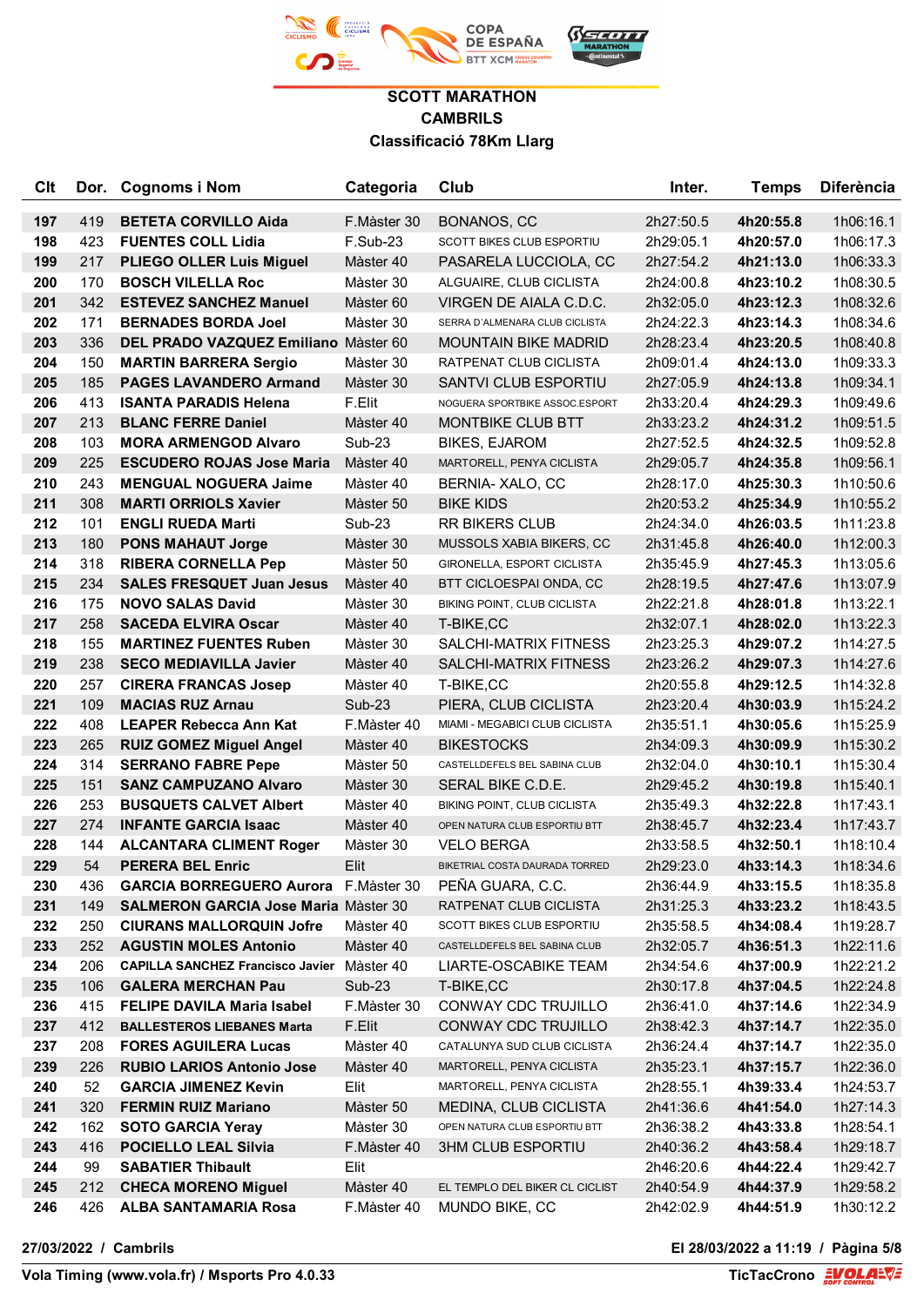# SCOTT MARATHON

## CAMBRILS

### Classificació 78Km Llarg

| Clt | Dor. | Cognoms i Nom | Categoria | Club | Inter. | Temps | Diferència |
|---|---|---|---|---|---|---|---|
| 197 | 419 | **BETETA CORVILLO Aida** | F.Màster 30 | BONANOS, CC | 2h27:50.5 | **4h20:55.8** | 1h06:16.1 |
| 198 | 423 | **FUENTES COLL Lidia** | F.Sub-23 | SCOTT BIKES CLUB ESPORTIU | 2h29:05.1 | **4h20:57.0** | 1h06:17.3 |
| 199 | 217 | **PLIEGO OLLER Luis Miguel** | Màster 40 | PASARELA LUCCIOLA, CC | 2h27:54.2 | **4h21:13.0** | 1h06:33.3 |
| 200 | 170 | **BOSCH VILELLA Roc** | Màster 30 | ALGUAIRE, CLUB CICLISTA | 2h24:00.8 | **4h23:10.2** | 1h08:30.5 |
| 201 | 342 | **ESTEVEZ SANCHEZ Manuel** | Màster 60 | VIRGEN DE AIALA C.D.C. | 2h32:05.0 | **4h23:12.3** | 1h08:32.6 |
| 202 | 171 | **BERNADES BORDA Joel** | Màster 30 | SERRA D'ALMENARA CLUB CICLISTA | 2h24:22.3 | **4h23:14.3** | 1h08:34.6 |
| 203 | 336 | **DEL PRADO VAZQUEZ Emiliano** | Màster 60 | MOUNTAIN BIKE MADRID | 2h28:23.4 | **4h23:20.5** | 1h08:40.8 |
| 204 | 150 | **MARTIN BARRERA Sergio** | Màster 30 | RATPENAT CLUB CICLISTA | 2h09:01.4 | **4h24:13.0** | 1h09:33.3 |
| 205 | 185 | **PAGES LAVANDERO Armand** | Màster 30 | SANTVI CLUB ESPORTIU | 2h27:05.9 | **4h24:13.8** | 1h09:34.1 |
| 206 | 413 | **ISANTA PARADIS Helena** | F.Elit | NOGUERA SPORTBIKE ASSOC.ESPORT | 2h33:20.4 | **4h24:29.3** | 1h09:49.6 |
| 207 | 213 | **BLANC FERRE Daniel** | Màster 40 | MONTBIKE CLUB BTT | 2h33:23.2 | **4h24:31.2** | 1h09:51.5 |
| 208 | 103 | **MORA ARMENGOD Alvaro** | Sub-23 | BIKES, EJAROM | 2h27:52.5 | **4h24:32.5** | 1h09:52.8 |
| 209 | 225 | **ESCUDERO ROJAS Jose Maria** | Màster 40 | MARTORELL, PENYA CICLISTA | 2h29:05.7 | **4h24:35.8** | 1h09:56.1 |
| 210 | 243 | **MENGUAL NOGUERA Jaime** | Màster 40 | BERNIA- XALO, CC | 2h28:17.0 | **4h25:30.3** | 1h10:50.6 |
| 211 | 308 | **MARTI ORRIOLS Xavier** | Màster 50 | BIKE KIDS | 2h20:53.2 | **4h25:34.9** | 1h10:55.2 |
| 212 | 101 | **ENGLI RUEDA Marti** | Sub-23 | RR BIKERS CLUB | 2h24:34.0 | **4h26:03.5** | 1h11:23.8 |
| 213 | 180 | **PONS MAHAUT Jorge** | Màster 30 | MUSSOLS XABIA BIKERS, CC | 2h31:45.8 | **4h26:40.0** | 1h12:00.3 |
| 214 | 318 | **RIBERA CORNELLA Pep** | Màster 50 | GIRONELLA, ESPORT CICLISTA | 2h35:45.9 | **4h27:45.3** | 1h13:05.6 |
| 215 | 234 | **SALES FRESQUET Juan Jesus** | Màster 40 | BTT CICLOESPAI ONDA, CC | 2h28:19.5 | **4h27:47.6** | 1h13:07.9 |
| 216 | 175 | **NOVO SALAS David** | Màster 30 | BIKING POINT, CLUB CICLISTA | 2h22:21.8 | **4h28:01.8** | 1h13:22.1 |
| 217 | 258 | **SACEDA ELVIRA Oscar** | Màster 40 | T-BIKE,CC | 2h32:07.1 | **4h28:02.0** | 1h13:22.3 |
| 218 | 155 | **MARTINEZ FUENTES Ruben** | Màster 30 | SALCHI-MATRIX FITNESS | 2h23:25.3 | **4h29:07.2** | 1h14:27.5 |
| 219 | 238 | **SECO MEDIAVILLA Javier** | Màster 40 | SALCHI-MATRIX FITNESS | 2h23:26.2 | **4h29:07.3** | 1h14:27.6 |
| 220 | 257 | **CIRERA FRANCAS Josep** | Màster 40 | T-BIKE,CC | 2h20:55.8 | **4h29:12.5** | 1h14:32.8 |
| 221 | 109 | **MACIAS RUZ Arnau** | Sub-23 | PIERA, CLUB CICLISTA | 2h23:20.4 | **4h30:03.9** | 1h15:24.2 |
| 222 | 408 | **LEAPER Rebecca Ann Kat** | F.Màster 40 | MIAMI - MEGABICI CLUB CICLISTA | 2h35:51.1 | **4h30:05.6** | 1h15:25.9 |
| 223 | 265 | **RUIZ GOMEZ Miguel Angel** | Màster 40 | BIKESTOCKS | 2h34:09.3 | **4h30:09.9** | 1h15:30.2 |
| 224 | 314 | **SERRANO FABRE Pepe** | Màster 50 | CASTELLDEFELS BEL SABINA CLUB | 2h32:04.0 | **4h30:10.1** | 1h15:30.4 |
| 225 | 151 | **SANZ CAMPUZANO Alvaro** | Màster 30 | SERAL BIKE C.D.E. | 2h29:45.2 | **4h30:19.8** | 1h15:40.1 |
| 226 | 253 | **BUSQUETS CALVET Albert** | Màster 40 | BIKING POINT, CLUB CICLISTA | 2h35:49.3 | **4h32:22.8** | 1h17:43.1 |
| 227 | 274 | **INFANTE GARCIA Isaac** | Màster 40 | OPEN NATURA CLUB ESPORTIU BTT | 2h38:45.7 | **4h32:23.4** | 1h17:43.7 |
| 228 | 144 | **ALCANTARA CLIMENT Roger** | Màster 30 | VELO BERGA | 2h33:58.5 | **4h32:50.1** | 1h18:10.4 |
| 229 | 54 | **PERERA BEL Enric** | Elit | BIKETRIAL COSTA DAURADA TORRED | 2h29:23.0 | **4h33:14.3** | 1h18:34.6 |
| 230 | 436 | **GARCIA BORREGUERO Aurora** | F.Màster 30 | PEÑA GUARA, C.C. | 2h36:44.9 | **4h33:15.5** | 1h18:35.8 |
| 231 | 149 | **SALMERON GARCIA Jose Maria** | Màster 30 | RATPENAT CLUB CICLISTA | 2h31:25.3 | **4h33:23.2** | 1h18:43.5 |
| 232 | 250 | **CIURANS MALLORQUIN Jofre** | Màster 40 | SCOTT BIKES CLUB ESPORTIU | 2h35:58.5 | **4h34:08.4** | 1h19:28.7 |
| 233 | 252 | **AGUSTIN MOLES Antonio** | Màster 40 | CASTELLDEFELS BEL SABINA CLUB | 2h32:05.7 | **4h36:51.3** | 1h22:11.6 |
| 234 | 206 | **CAPILLA SANCHEZ Francisco Javier** | Màster 40 | LIARTE-OSCABIKE TEAM | 2h34:54.6 | **4h37:00.9** | 1h22:21.2 |
| 235 | 106 | **GALERA MERCHAN Pau** | Sub-23 | T-BIKE,CC | 2h30:17.8 | **4h37:04.5** | 1h22:24.8 |
| 236 | 415 | **FELIPE DAVILA Maria Isabel** | F.Màster 30 | CONWAY CDC TRUJILLO | 2h36:41.0 | **4h37:14.6** | 1h22:34.9 |
| 237 | 412 | **BALLESTEROS LIEBANES Marta** | F.Elit | CONWAY CDC TRUJILLO | 2h38:42.3 | **4h37:14.7** | 1h22:35.0 |
| 237 | 208 | **FORES AGUILERA Lucas** | Màster 40 | CATALUNYA SUD CLUB CICLISTA | 2h36:24.4 | **4h37:14.7** | 1h22:35.0 |
| 239 | 226 | **RUBIO LARIOS Antonio Jose** | Màster 40 | MARTORELL, PENYA CICLISTA | 2h35:23.1 | **4h37:15.7** | 1h22:36.0 |
| 240 | 52 | **GARCIA JIMENEZ Kevin** | Elit | MARTORELL, PENYA CICLISTA | 2h28:55.1 | **4h39:33.4** | 1h24:53.7 |
| 241 | 320 | **FERMIN RUIZ Mariano** | Màster 50 | MEDINA, CLUB CICLISTA | 2h41:36.6 | **4h41:54.0** | 1h27:14.3 |
| 242 | 162 | **SOTO GARCIA Yeray** | Màster 30 | OPEN NATURA CLUB ESPORTIU BTT | 2h36:38.2 | **4h43:33.8** | 1h28:54.1 |
| 243 | 416 | **POCIELLO LEAL Silvia** | F.Màster 40 | 3HM CLUB ESPORTIU | 2h40:36.2 | **4h43:58.4** | 1h29:18.7 |
| 244 | 99 | **SABATIER Thibault** | Elit | | 2h46:20.6 | **4h44:22.4** | 1h29:42.7 |
| 245 | 212 | **CHECA MORENO Miguel** | Màster 40 | EL TEMPLO DEL BIKER CL CICLIST | 2h40:54.9 | **4h44:37.9** | 1h29:58.2 |
| 246 | 426 | **ALBA SANTAMARIA Rosa** | F.Màster 40 | MUNDO BIKE, CC | 2h42:02.9 | **4h44:51.9** | 1h30:12.2 |

**27/03/2022 / Cambrils** — **El 28/03/2022 a 11:19**

**Vola Timing (www.vola.fr) / Msports Pro 4.0.33** — **TicTacCrono**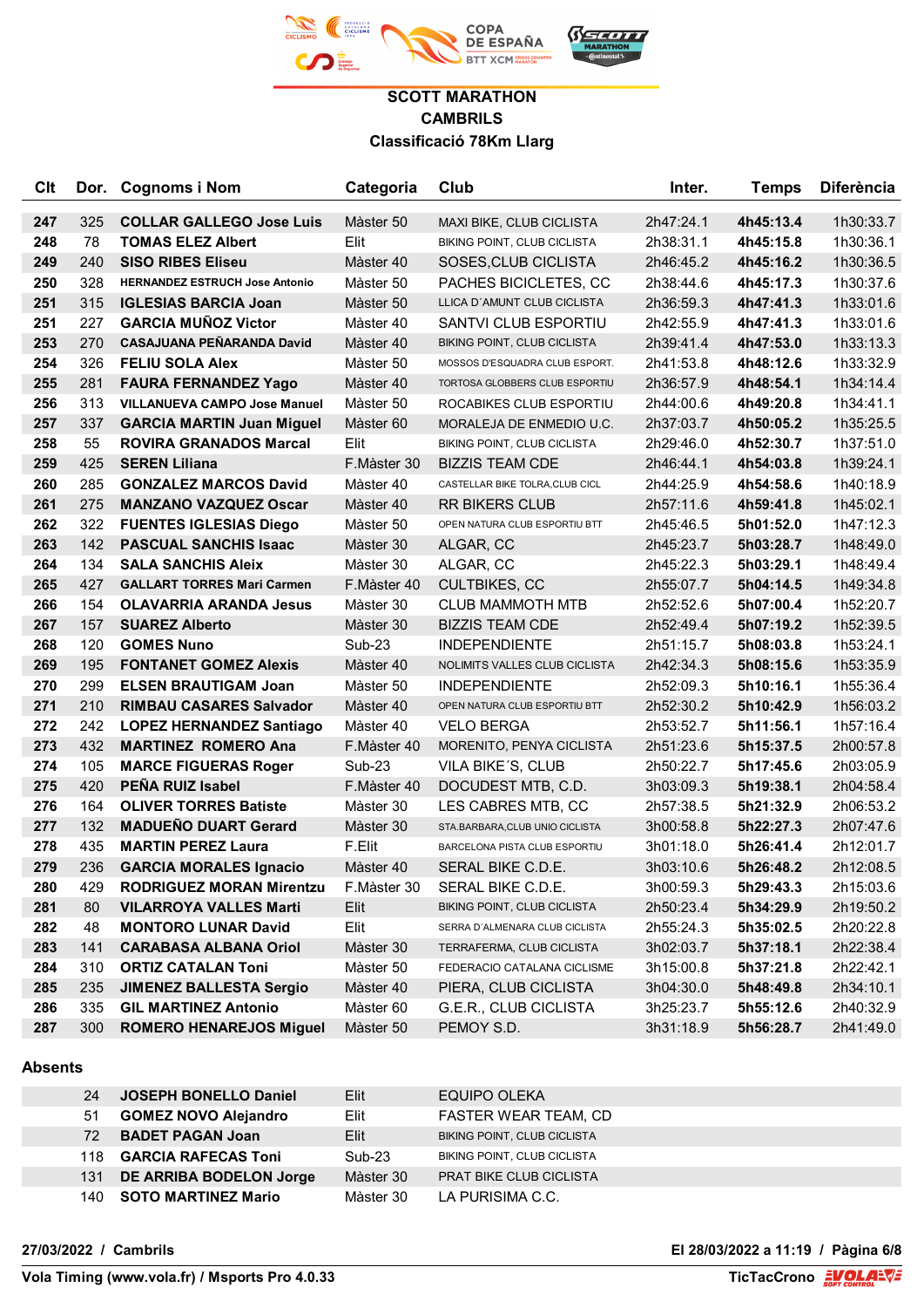**SCOTT MARATHON**
**CAMBRILS**
**Classificació 78Km Llarg**

| Clt | Dor. | Cognoms i Nom | Categoria | Club | Inter. | Temps | Diferència |
|---|---|---|---|---|---|---|---|
| 247 | 325 | COLLAR GALLEGO Jose Luis | Màster 50 | MAXI BIKE, CLUB CICLISTA | 2h47:24.1 | 4h45:13.4 | 1h30:33.7 |
| 248 | 78 | TOMAS ELEZ Albert | Elit | BIKING POINT, CLUB CICLISTA | 2h38:31.1 | 4h45:15.8 | 1h30:36.1 |
| 249 | 240 | SISO RIBES Eliseu | Màster 40 | SOSES,CLUB CICLISTA | 2h46:45.2 | 4h45:16.2 | 1h30:36.5 |
| 250 | 328 | HERNANDEZ ESTRUCH Jose Antonio | Màster 50 | PACHES BICICLETES, CC | 2h38:44.6 | 4h45:17.3 | 1h30:37.6 |
| 251 | 315 | IGLESIAS BARCIA Joan | Màster 50 | LLICA D´AMUNT CLUB CICLISTA | 2h36:59.3 | 4h47:41.3 | 1h33:01.6 |
| 251 | 227 | GARCIA MUÑOZ Victor | Màster 40 | SANTVI CLUB ESPORTIU | 2h42:55.9 | 4h47:41.3 | 1h33:01.6 |
| 253 | 270 | CASAJUANA PEÑARANDA David | Màster 40 | BIKING POINT, CLUB CICLISTA | 2h39:41.4 | 4h47:53.0 | 1h33:13.3 |
| 254 | 326 | FELIU SOLA Alex | Màster 50 | MOSSOS D'ESQUADRA CLUB ESPORT. | 2h41:53.8 | 4h48:12.6 | 1h33:32.9 |
| 255 | 281 | FAURA FERNANDEZ Yago | Màster 40 | TORTOSA GLOBBERS CLUB ESPORTIU | 2h36:57.9 | 4h48:54.1 | 1h34:14.4 |
| 256 | 313 | VILLANUEVA CAMPO Jose Manuel | Màster 50 | ROCABIKES CLUB ESPORTIU | 2h44:00.6 | 4h49:20.8 | 1h34:41.1 |
| 257 | 337 | GARCIA MARTIN Juan Miguel | Màster 60 | MORALEJA DE ENMEDIO U.C. | 2h37:03.7 | 4h50:05.2 | 1h35:25.5 |
| 258 | 55 | ROVIRA GRANADOS Marcal | Elit | BIKING POINT, CLUB CICLISTA | 2h29:46.0 | 4h52:30.7 | 1h37:51.0 |
| 259 | 425 | SEREN Liliana | F.Màster 30 | BIZZIS TEAM CDE | 2h46:44.1 | 4h54:03.8 | 1h39:24.1 |
| 260 | 285 | GONZALEZ MARCOS David | Màster 40 | CASTELLAR BIKE TOLRA,CLUB CICL | 2h44:25.9 | 4h54:58.6 | 1h40:18.9 |
| 261 | 275 | MANZANO VAZQUEZ Oscar | Màster 40 | RR BIKERS CLUB | 2h57:11.6 | 4h59:41.8 | 1h45:02.1 |
| 262 | 322 | FUENTES IGLESIAS Diego | Màster 50 | OPEN NATURA CLUB ESPORTIU BTT | 2h45:46.5 | 5h01:52.0 | 1h47:12.3 |
| 263 | 142 | PASCUAL SANCHIS Isaac | Màster 30 | ALGAR, CC | 2h45:23.7 | 5h03:28.7 | 1h48:49.0 |
| 264 | 134 | SALA SANCHIS Aleix | Màster 30 | ALGAR, CC | 2h45:22.3 | 5h03:29.1 | 1h48:49.4 |
| 265 | 427 | GALLART TORRES Mari Carmen | F.Màster 40 | CULTBIKES, CC | 2h55:07.7 | 5h04:14.5 | 1h49:34.8 |
| 266 | 154 | OLAVARRIA ARANDA Jesus | Màster 30 | CLUB MAMMOTH MTB | 2h52:52.6 | 5h07:00.4 | 1h52:20.7 |
| 267 | 157 | SUAREZ Alberto | Màster 30 | BIZZIS TEAM CDE | 2h52:49.4 | 5h07:19.2 | 1h52:39.5 |
| 268 | 120 | GOMES Nuno | Sub-23 | INDEPENDIENTE | 2h51:15.7 | 5h08:03.8 | 1h53:24.1 |
| 269 | 195 | FONTANET GOMEZ Alexis | Màster 40 | NOLIMITS VALLES CLUB CICLISTA | 2h42:34.3 | 5h08:15.6 | 1h53:35.9 |
| 270 | 299 | ELSEN BRAUTIGAM Joan | Màster 50 | INDEPENDIENTE | 2h52:09.3 | 5h10:16.1 | 1h55:36.4 |
| 271 | 210 | RIMBAU CASARES Salvador | Màster 40 | OPEN NATURA CLUB ESPORTIU BTT | 2h52:30.2 | 5h10:42.9 | 1h56:03.2 |
| 272 | 242 | LOPEZ HERNANDEZ Santiago | Màster 40 | VELO BERGA | 2h53:52.7 | 5h11:56.1 | 1h57:16.4 |
| 273 | 432 | MARTINEZ ROMERO Ana | F.Màster 40 | MORENITO, PENYA CICLISTA | 2h51:23.6 | 5h15:37.5 | 2h00:57.8 |
| 274 | 105 | MARCE FIGUERAS Roger | Sub-23 | VILA BIKE´S, CLUB | 2h50:22.7 | 5h17:45.6 | 2h03:05.9 |
| 275 | 420 | PEÑA RUIZ Isabel | F.Màster 40 | DOCUDEST MTB, C.D. | 3h03:09.3 | 5h19:38.1 | 2h04:58.4 |
| 276 | 164 | OLIVER TORRES Batiste | Màster 30 | LES CABRES MTB, CC | 2h57:38.5 | 5h21:32.9 | 2h06:53.2 |
| 277 | 132 | MADUEÑO DUART Gerard | Màster 30 | STA.BARBARA,CLUB UNIO CICLISTA | 3h00:58.8 | 5h22:27.3 | 2h07:47.6 |
| 278 | 435 | MARTIN PEREZ Laura | F.Elit | BARCELONA PISTA CLUB ESPORTIU | 3h01:18.0 | 5h26:41.4 | 2h12:01.7 |
| 279 | 236 | GARCIA MORALES Ignacio | Màster 40 | SERAL BIKE C.D.E. | 3h03:10.6 | 5h26:48.2 | 2h12:08.5 |
| 280 | 429 | RODRIGUEZ MORAN Mirentzu | F.Màster 30 | SERAL BIKE C.D.E. | 3h00:59.3 | 5h29:43.3 | 2h15:03.6 |
| 281 | 80 | VILARROYA VALLES Marti | Elit | BIKING POINT, CLUB CICLISTA | 2h50:23.4 | 5h34:29.9 | 2h19:50.2 |
| 282 | 48 | MONTORO LUNAR David | Elit | SERRA D´ALMENARA CLUB CICLISTA | 2h55:24.3 | 5h35:02.5 | 2h20:22.8 |
| 283 | 141 | CARABASA ALBANA Oriol | Màster 30 | TERRAFERMA, CLUB CICLISTA | 3h02:03.7 | 5h37:18.1 | 2h22:38.4 |
| 284 | 310 | ORTIZ CATALAN Toni | Màster 50 | FEDERACIO CATALANA CICLISME | 3h15:00.8 | 5h37:21.8 | 2h22:42.1 |
| 285 | 235 | JIMENEZ BALLESTA Sergio | Màster 40 | PIERA, CLUB CICLISTA | 3h04:30.0 | 5h48:49.8 | 2h34:10.1 |
| 286 | 335 | GIL MARTINEZ Antonio | Màster 60 | G.E.R., CLUB CICLISTA | 3h25:23.7 | 5h55:12.6 | 2h40:32.9 |
| 287 | 300 | ROMERO HENAREJOS Miguel | Màster 50 | PEMOY S.D. | 3h31:18.9 | 5h56:28.7 | 2h41:49.0 |

**Absents**

| Dor. | Cognoms i Nom | Categoria | Club |
|---|---|---|---|
| 24 | JOSEPH BONELLO Daniel | Elit | EQUIPO OLEKA |
| 51 | GOMEZ NOVO Alejandro | Elit | FASTER WEAR TEAM, CD |
| 72 | BADET PAGAN Joan | Elit | BIKING POINT, CLUB CICLISTA |
| 118 | GARCIA RAFECAS Toni | Sub-23 | BIKING POINT, CLUB CICLISTA |
| 131 | DE ARRIBA BODELON Jorge | Màster 30 | PRAT BIKE CLUB CICLISTA |
| 140 | SOTO MARTINEZ Mario | Màster 30 | LA PURISIMA C.C. |

27/03/2022 / Cambrils — El 28/03/2022 a 11:19

Vola Timing (www.vola.fr) / Msports Pro 4.0.33 — TicTacCrono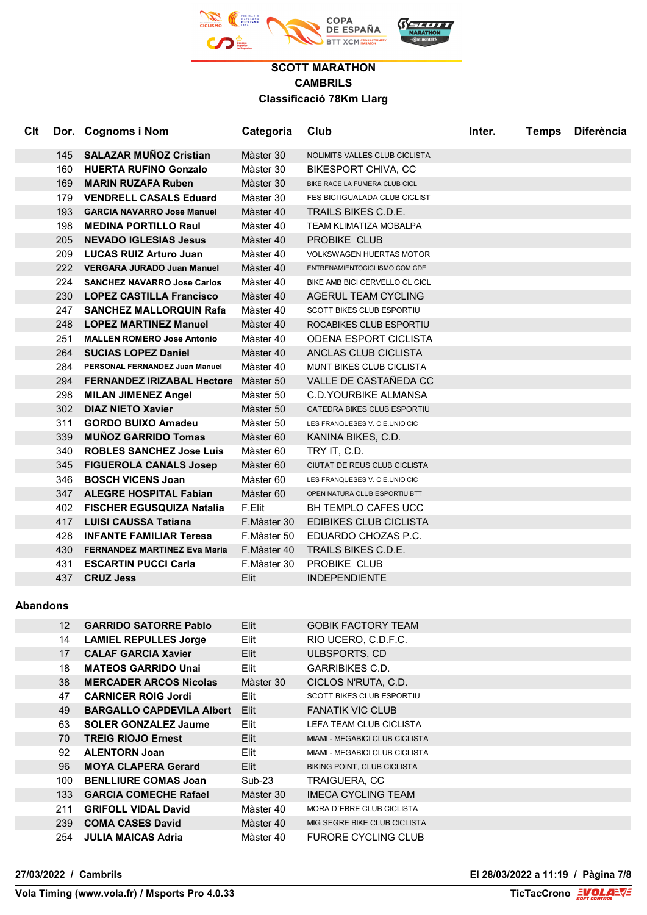# SCOTT MARATHON
## CAMBRILS
### Classificació 78Km Llarg

| Clt | Dor. | Cognoms i Nom | Categoria | Club | Inter. | Temps | Diferència |
|---|---|---|---|---|---|---|---|
| | 145 | **SALAZAR MUÑOZ Cristian** | Màster 30 | NOLIMITS VALLES CLUB CICLISTA | | | |
| | 160 | **HUERTA RUFINO Gonzalo** | Màster 30 | BIKESPORT CHIVA, CC | | | |
| | 169 | **MARIN RUZAFA Ruben** | Màster 30 | BIKE RACE LA FUMERA CLUB CICLI | | | |
| | 179 | **VENDRELL CASALS Eduard** | Màster 30 | FES BICI IGUALADA CLUB CICLIST | | | |
| | 193 | **GARCIA NAVARRO Jose Manuel** | Màster 40 | TRAILS BIKES C.D.E. | | | |
| | 198 | **MEDINA PORTILLO Raul** | Màster 40 | TEAM KLIMATIZA MOBALPA | | | |
| | 205 | **NEVADO IGLESIAS Jesus** | Màster 40 | PROBIKE CLUB | | | |
| | 209 | **LUCAS RUIZ Arturo Juan** | Màster 40 | VOLKSWAGEN HUERTAS MOTOR | | | |
| | 222 | **VERGARA JURADO Juan Manuel** | Màster 40 | ENTRENAMIENTOCICLISMO.COM CDE | | | |
| | 224 | **SANCHEZ NAVARRO Jose Carlos** | Màster 40 | BIKE AMB BICI CERVELLO CL CICL | | | |
| | 230 | **LOPEZ CASTILLA Francisco** | Màster 40 | AGERUL TEAM CYCLING | | | |
| | 247 | **SANCHEZ MALLORQUIN Rafa** | Màster 40 | SCOTT BIKES CLUB ESPORTIU | | | |
| | 248 | **LOPEZ MARTINEZ Manuel** | Màster 40 | ROCABIKES CLUB ESPORTIU | | | |
| | 251 | **MALLEN ROMERO Jose Antonio** | Màster 40 | ODENA ESPORT CICLISTA | | | |
| | 264 | **SUCIAS LOPEZ Daniel** | Màster 40 | ANCLAS CLUB CICLISTA | | | |
| | 284 | **PERSONAL FERNANDEZ Juan Manuel** | Màster 40 | MUNT BIKES CLUB CICLISTA | | | |
| | 294 | **FERNANDEZ IRIZABAL Hectore** | Màster 50 | VALLE DE CASTAÑEDA CC | | | |
| | 298 | **MILAN JIMENEZ Angel** | Màster 50 | C.D.YOURBIKE ALMANSA | | | |
| | 302 | **DIAZ NIETO Xavier** | Màster 50 | CATEDRA BIKES CLUB ESPORTIU | | | |
| | 311 | **GORDO BUIXO Amadeu** | Màster 50 | LES FRANQUESES V. C.E.UNIO CIC | | | |
| | 339 | **MUÑOZ GARRIDO Tomas** | Màster 60 | KANINA BIKES, C.D. | | | |
| | 340 | **ROBLES SANCHEZ Jose Luis** | Màster 60 | TRY IT, C.D. | | | |
| | 345 | **FIGUEROLA CANALS Josep** | Màster 60 | CIUTAT DE REUS CLUB CICLISTA | | | |
| | 346 | **BOSCH VICENS Joan** | Màster 60 | LES FRANQUESES V. C.E.UNIO CIC | | | |
| | 347 | **ALEGRE HOSPITAL Fabian** | Màster 60 | OPEN NATURA CLUB ESPORTIU BTT | | | |
| | 402 | **FISCHER EGUSQUIZA Natalia** | F.Elit | BH TEMPLO CAFES UCC | | | |
| | 417 | **LUISI CAUSSA Tatiana** | F.Màster 30 | EDIBIKES CLUB CICLISTA | | | |
| | 428 | **INFANTE FAMILIAR Teresa** | F.Màster 50 | EDUARDO CHOZAS P.C. | | | |
| | 430 | **FERNANDEZ MARTINEZ Eva Maria** | F.Màster 40 | TRAILS BIKES C.D.E. | | | |
| | 431 | **ESCARTIN PUCCI Carla** | F.Màster 30 | PROBIKE CLUB | | | |
| | 437 | **CRUZ Jess** | Elit | INDEPENDIENTE | | | |

## Abandons

| Clt | Dor. | Cognoms i Nom | Categoria | Club | Inter. | Temps | Diferència |
|---|---|---|---|---|---|---|---|
| | 12 | **GARRIDO SATORRE Pablo** | Elit | GOBIK FACTORY TEAM | | | |
| | 14 | **LAMIEL REPULLES Jorge** | Elit | RIO UCERO, C.D.F.C. | | | |
| | 17 | **CALAF GARCIA Xavier** | Elit | ULBSPORTS, CD | | | |
| | 18 | **MATEOS GARRIDO Unai** | Elit | GARRIBIKES C.D. | | | |
| | 38 | **MERCADER ARCOS Nicolas** | Màster 30 | CICLOS N'RUTA, C.D. | | | |
| | 47 | **CARNICER ROIG Jordi** | Elit | SCOTT BIKES CLUB ESPORTIU | | | |
| | 49 | **BARGALLO CAPDEVILA Albert** | Elit | FANATIK VIC CLUB | | | |
| | 63 | **SOLER GONZALEZ Jaume** | Elit | LEFA TEAM CLUB CICLISTA | | | |
| | 70 | **TREIG RIOJO Ernest** | Elit | MIAMI - MEGABICI CLUB CICLISTA | | | |
| | 92 | **ALENTORN Joan** | Elit | MIAMI - MEGABICI CLUB CICLISTA | | | |
| | 96 | **MOYA CLAPERA Gerard** | Elit | BIKING POINT, CLUB CICLISTA | | | |
| | 100 | **BENLLIURE COMAS Joan** | Sub-23 | TRAIGUERA, CC | | | |
| | 133 | **GARCIA COMECHE Rafael** | Màster 30 | IMECA CYCLING TEAM | | | |
| | 211 | **GRIFOLL VIDAL David** | Màster 40 | MORA D´EBRE CLUB CICLISTA | | | |
| | 239 | **COMA CASES David** | Màster 40 | MIG SEGRE BIKE CLUB CICLISTA | | | |
| | 254 | **JULIA MAICAS Adria** | Màster 40 | FURORE CYCLING CLUB | | | |

**27/03/2022 / Cambrils** — **El 28/03/2022 a 11:19**

**Vola Timing (www.vola.fr) / Msports Pro 4.0.33** — **TicTacCrono**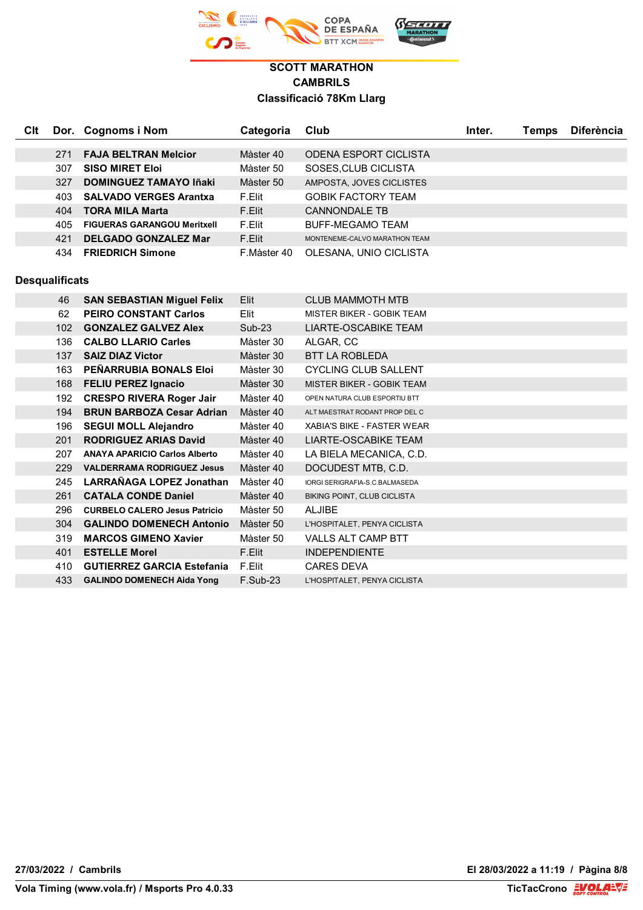## SCOTT MARATHON
## CAMBRILS
## Classificació 78Km Llarg

| Clt | Dor. | Cognoms i Nom | Categoria | Club | Inter. | Temps | Diferència |
|---|---|---|---|---|---|---|---|
| | 271 | **FAJA BELTRAN Melcior** | Màster 40 | ODENA ESPORT CICLISTA | | | |
| | 307 | **SISO MIRET Eloi** | Màster 50 | SOSES,CLUB CICLISTA | | | |
| | 327 | **DOMINGUEZ TAMAYO Iñaki** | Màster 50 | AMPOSTA, JOVES CICLISTES | | | |
| | 403 | **SALVADO VERGES Arantxa** | F.Elit | GOBIK FACTORY TEAM | | | |
| | 404 | **TORA MILA Marta** | F.Elit | CANNONDALE TB | | | |
| | 405 | **FIGUERAS GARANGOU Meritxell** | F.Elit | BUFF-MEGAMO TEAM | | | |
| | 421 | **DELGADO GONZALEZ Mar** | F.Elit | MONTENEME-CALVO MARATHON TEAM | | | |
| | 434 | **FRIEDRICH Simone** | F.Màster 40 | OLESANA, UNIO CICLISTA | | | |

### Desqualificats

| Clt | Dor. | Cognoms i Nom | Categoria | Club | Inter. | Temps | Diferència |
|---|---|---|---|---|---|---|---|
| | 46 | **SAN SEBASTIAN Miguel Felix** | Elit | CLUB MAMMOTH MTB | | | |
| | 62 | **PEIRO CONSTANT Carlos** | Elit | MISTER BIKER - GOBIK TEAM | | | |
| | 102 | **GONZALEZ GALVEZ Alex** | Sub-23 | LIARTE-OSCABIKE TEAM | | | |
| | 136 | **CALBO LLARIO Carles** | Màster 30 | ALGAR, CC | | | |
| | 137 | **SAIZ DIAZ Victor** | Màster 30 | BTT LA ROBLEDA | | | |
| | 163 | **PEÑARRUBIA BONALS Eloi** | Màster 30 | CYCLING CLUB SALLENT | | | |
| | 168 | **FELIU PEREZ Ignacio** | Màster 30 | MISTER BIKER - GOBIK TEAM | | | |
| | 192 | **CRESPO RIVERA Roger Jair** | Màster 40 | OPEN NATURA CLUB ESPORTIU BTT | | | |
| | 194 | **BRUN BARBOZA Cesar Adrian** | Màster 40 | ALT MAESTRAT RODANT PROP DEL C | | | |
| | 196 | **SEGUI MOLL Alejandro** | Màster 40 | XABIA'S BIKE - FASTER WEAR | | | |
| | 201 | **RODRIGUEZ ARIAS David** | Màster 40 | LIARTE-OSCABIKE TEAM | | | |
| | 207 | **ANAYA APARICIO Carlos Alberto** | Màster 40 | LA BIELA MECANICA, C.D. | | | |
| | 229 | **VALDERRAMA RODRIGUEZ Jesus** | Màster 40 | DOCUDEST MTB, C.D. | | | |
| | 245 | **LARRAÑAGA LOPEZ Jonathan** | Màster 40 | IORGI SERIGRAFIA-S.C.BALMASEDA | | | |
| | 261 | **CATALA CONDE Daniel** | Màster 40 | BIKING POINT, CLUB CICLISTA | | | |
| | 296 | **CURBELO CALERO Jesus Patricio** | Màster 50 | ALJIBE | | | |
| | 304 | **GALINDO DOMENECH Antonio** | Màster 50 | L'HOSPITALET, PENYA CICLISTA | | | |
| | 319 | **MARCOS GIMENO Xavier** | Màster 50 | VALLS ALT CAMP BTT | | | |
| | 401 | **ESTELLE Morel** | F.Elit | INDEPENDIENTE | | | |
| | 410 | **GUTIERREZ GARCIA Estefania** | F.Elit | CARES DEVA | | | |
| | 433 | **GALINDO DOMENECH Aida Yong** | F.Sub-23 | L'HOSPITALET, PENYA CICLISTA | | | |

**27/03/2022 / Cambrils** — **El 28/03/2022 a 11:19**

**Vola Timing (www.vola.fr) / Msports Pro 4.0.33** — **TicTacCrono**